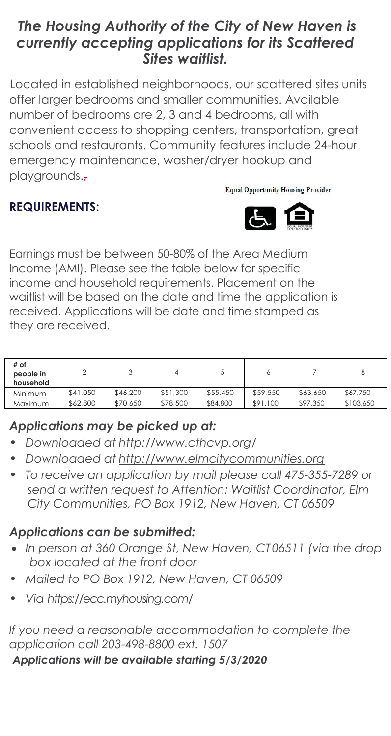# *The Housing Authority of the City of New Haven is currently accepting applications for its Scattered Sites waitlist.*

Located in established neighborhoods, our scattered sites units offer larger bedrooms and smaller communities. Available number of bedrooms are 2, 3 and 4 bedrooms, all with convenient access to shopping centers, transportation, great schools and restaurants. Community features include 24-hour emergency maintenance, washer/dryer hookup and playgrounds.,

**Equal Opportunity Housing Provider**

## REQUIREMENTS:

Earnings must be between 50-80% of the Area Medium Income (AMI). Please see the table below for specific income and household requirements. Placement on the waitlist will be based on the date and time the application is received. Applications will be date and time stamped as they are received.

| # of people in household | 2 | 3 | 4 | 5 | 6 | 7 | 8 |
|---|---|---|---|---|---|---|---|
| Minimum | $41,050 | $46,200 | $51,300 | $55,450 | $59,550 | $63,650 | $67,750 |
| Maximum | $62,800 | $70,650 | $78,500 | $84,800 | $91,100 | $97,350 | $103,650 |

### *Applications may be picked up at:*

- *Downloaded at http://www.cthcvp.org/*
- *Downloaded at http://www.elmcitycommunities.org*
- *To receive an application by mail please call 475-355-7289 or send a written request to Attention: Waitlist Coordinator, Elm City Communities, PO Box 1912, New Haven, CT 06509*

### *Applications can be submitted:*

- *In person at 360 Orange St, New Haven, CT06511 (via the drop box located at the front door*
- *Mailed to PO Box 1912, New Haven, CT 06509*
- *Via https://ecc.myhousing.com/*

*If you need a reasonable accommodation to complete the application call 203-498-8800 ext. 1507*

***Applications will be available starting 5/3/2020***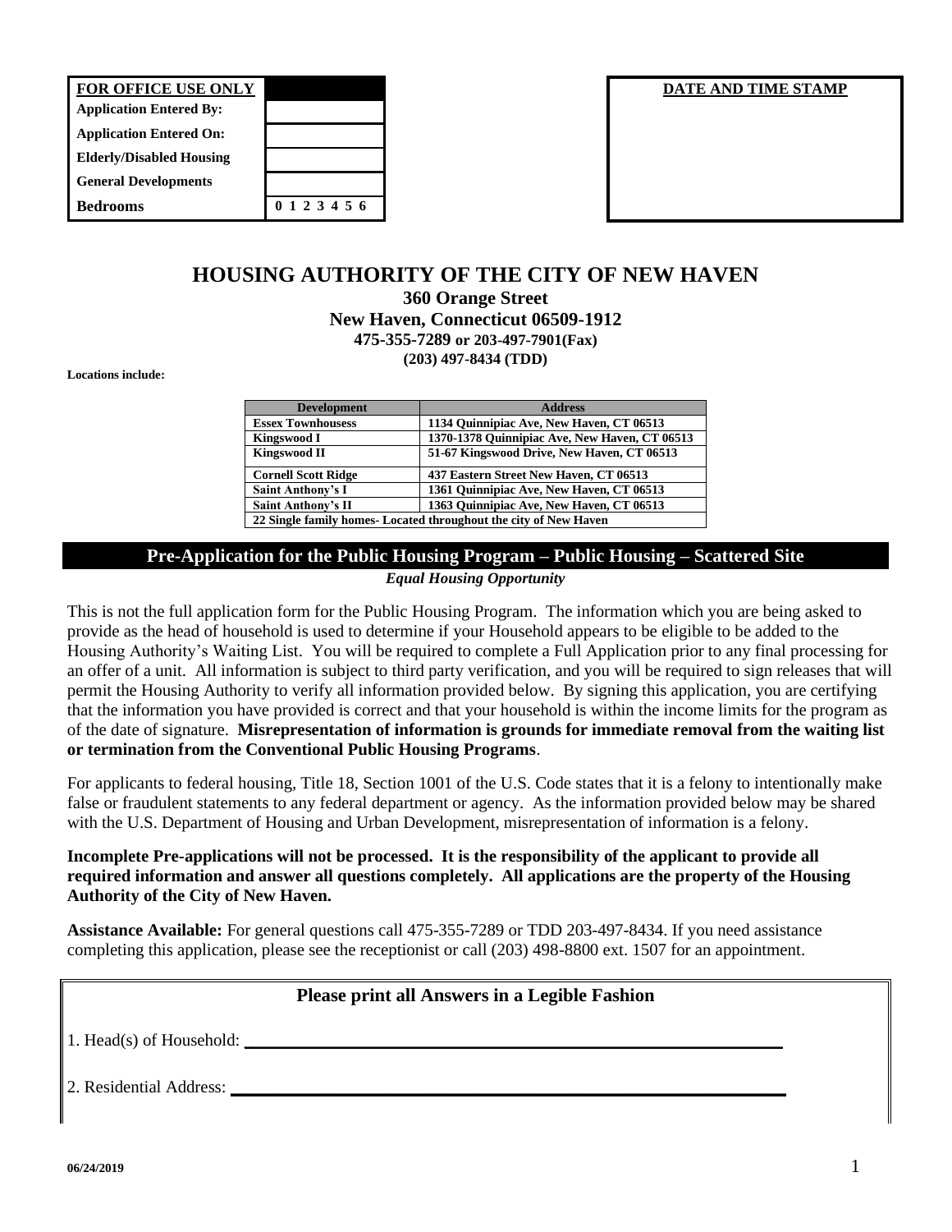| FOR OFFICE USE ONLY | |
|---|---|
| Application Entered By: | |
| Application Entered On: | |
| Elderly/Disabled Housing | |
| General Developments | |
| Bedrooms | 0 1 2 3 4 5 6 |

**DATE AND TIME STAMP**

# HOUSING AUTHORITY OF THE CITY OF NEW HAVEN

**360 Orange Street**
**New Haven, Connecticut 06509-1912**
**475-355-7289 or 203-497-7901(Fax)**
**(203) 497-8434 (TDD)**

**Locations include:**

| Development | Address |
|---|---|
| Essex Townhousess | 1134 Quinnipiac Ave, New Haven, CT 06513 |
| Kingswood I | 1370-1378 Quinnipiac Ave, New Haven, CT 06513 |
| Kingswood II | 51-67 Kingswood Drive, New Haven, CT 06513 |
| Cornell Scott Ridge | 437 Eastern Street New Haven, CT 06513 |
| Saint Anthony's I | 1361 Quinnipiac Ave, New Haven, CT 06513 |
| Saint Anthony's II | 1363 Quinnipiac Ave, New Haven, CT 06513 |
| 22 Single family homes- Located throughout the city of New Haven | |

## Pre-Application for the Public Housing Program – Public Housing – Scattered Site

***Equal Housing Opportunity***

This is not the full application form for the Public Housing Program. The information which you are being asked to provide as the head of household is used to determine if your Household appears to be eligible to be added to the Housing Authority's Waiting List. You will be required to complete a Full Application prior to any final processing for an offer of a unit. All information is subject to third party verification, and you will be required to sign releases that will permit the Housing Authority to verify all information provided below. By signing this application, you are certifying that the information you have provided is correct and that your household is within the income limits for the program as of the date of signature. **Misrepresentation of information is grounds for immediate removal from the waiting list or termination from the Conventional Public Housing Programs**.

For applicants to federal housing, Title 18, Section 1001 of the U.S. Code states that it is a felony to intentionally make false or fraudulent statements to any federal department or agency. As the information provided below may be shared with the U.S. Department of Housing and Urban Development, misrepresentation of information is a felony.

**Incomplete Pre-applications will not be processed. It is the responsibility of the applicant to provide all required information and answer all questions completely. All applications are the property of the Housing Authority of the City of New Haven.**

**Assistance Available:** For general questions call 475-355-7289 or TDD 203-497-8434. If you need assistance completing this application, please see the receptionist or call (203) 498-8800 ext. 1507 for an appointment.

### Please print all Answers in a Legible Fashion

1. Head(s) of Household: ______________________________________________

2. Residential Address: ______________________________________________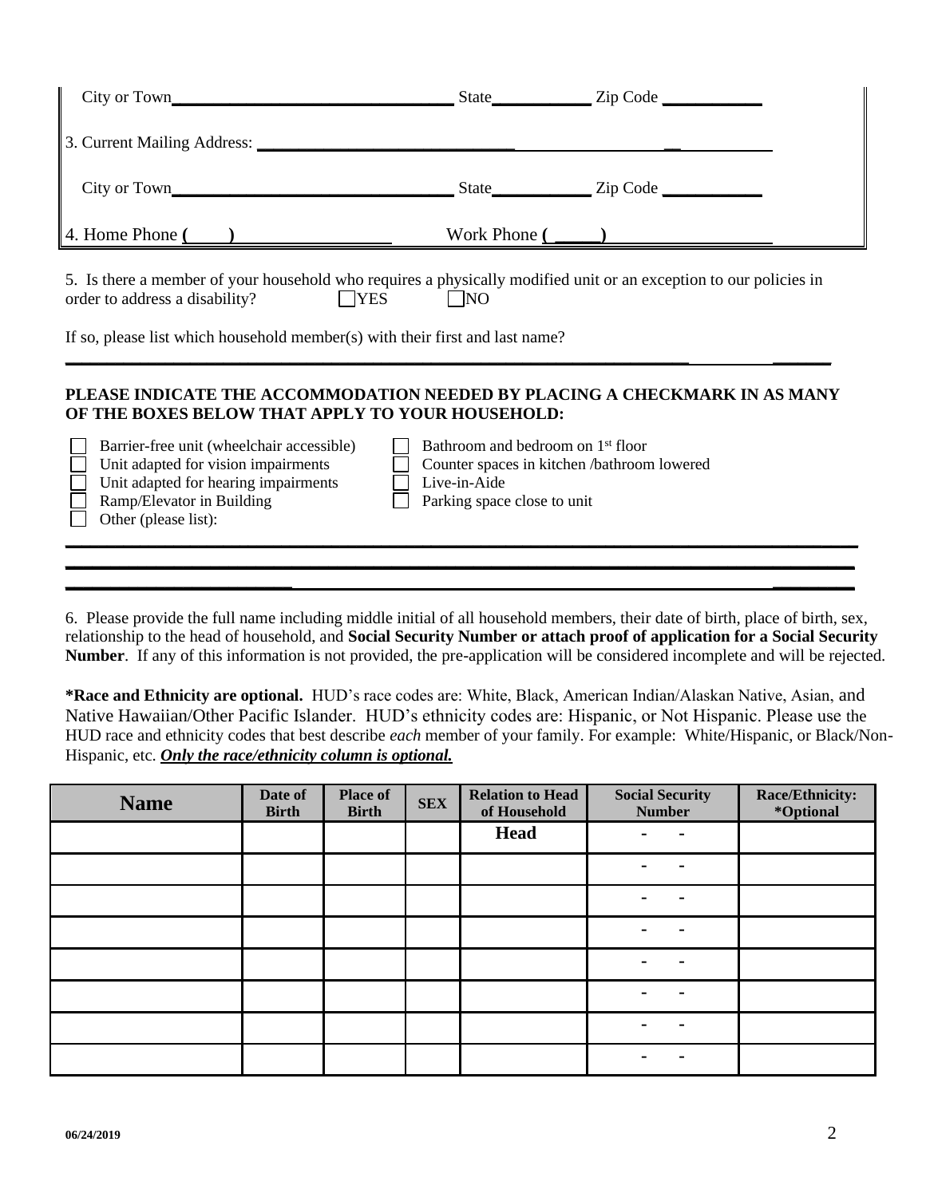City or Town________________________________ State___________ Zip Code ___________

3. Current Mailing Address: ______________________________________________

City or Town________________________________ State___________ Zip Code ___________

4. Home Phone (____)________________ Work Phone (_____)________________

5. Is there a member of your household who requires a physically modified unit or an exception to our policies in order to address a disability? ☐ YES ☐ NO

If so, please list which household member(s) with their first and last name?

___________________________________________________________________________

**PLEASE INDICATE THE ACCOMMODATION NEEDED BY PLACING A CHECKMARK IN AS MANY OF THE BOXES BELOW THAT APPLY TO YOUR HOUSEHOLD:**

- ☐ Barrier-free unit (wheelchair accessible)
- ☐ Unit adapted for vision impairments
- ☐ Unit adapted for hearing impairments
- ☐ Ramp/Elevator in Building
- ☐ Other (please list):
- ☐ Bathroom and bedroom on 1st floor
- ☐ Counter spaces in kitchen /bathroom lowered
- ☐ Live-in-Aide
- ☐ Parking space close to unit

___________________________________________________________________________

___________________________________________________________________________

___________________________________________________________________________

6. Please provide the full name including middle initial of all household members, their date of birth, place of birth, sex, relationship to the head of household, and **Social Security Number or attach proof of application for a Social Security Number**. If any of this information is not provided, the pre-application will be considered incomplete and will be rejected.

**\*Race and Ethnicity are optional.** HUD's race codes are: White, Black, American Indian/Alaskan Native, Asian, and Native Hawaiian/Other Pacific Islander. HUD's ethnicity codes are: Hispanic, or Not Hispanic. Please use the HUD race and ethnicity codes that best describe *each* member of your family. For example: White/Hispanic, or Black/Non-Hispanic, etc. ***Only the race/ethnicity column is optional.***

| Name | Date of Birth | Place of Birth | SEX | Relation to Head of Household | Social Security Number | Race/Ethnicity: *Optional |
|---|---|---|---|---|---|---|
| | | | | **Head** | - - | |
| | | | | | - - | |
| | | | | | - - | |
| | | | | | - - | |
| | | | | | - - | |
| | | | | | - - | |
| | | | | | - - | |
| | | | | | - - | |

06/24/2019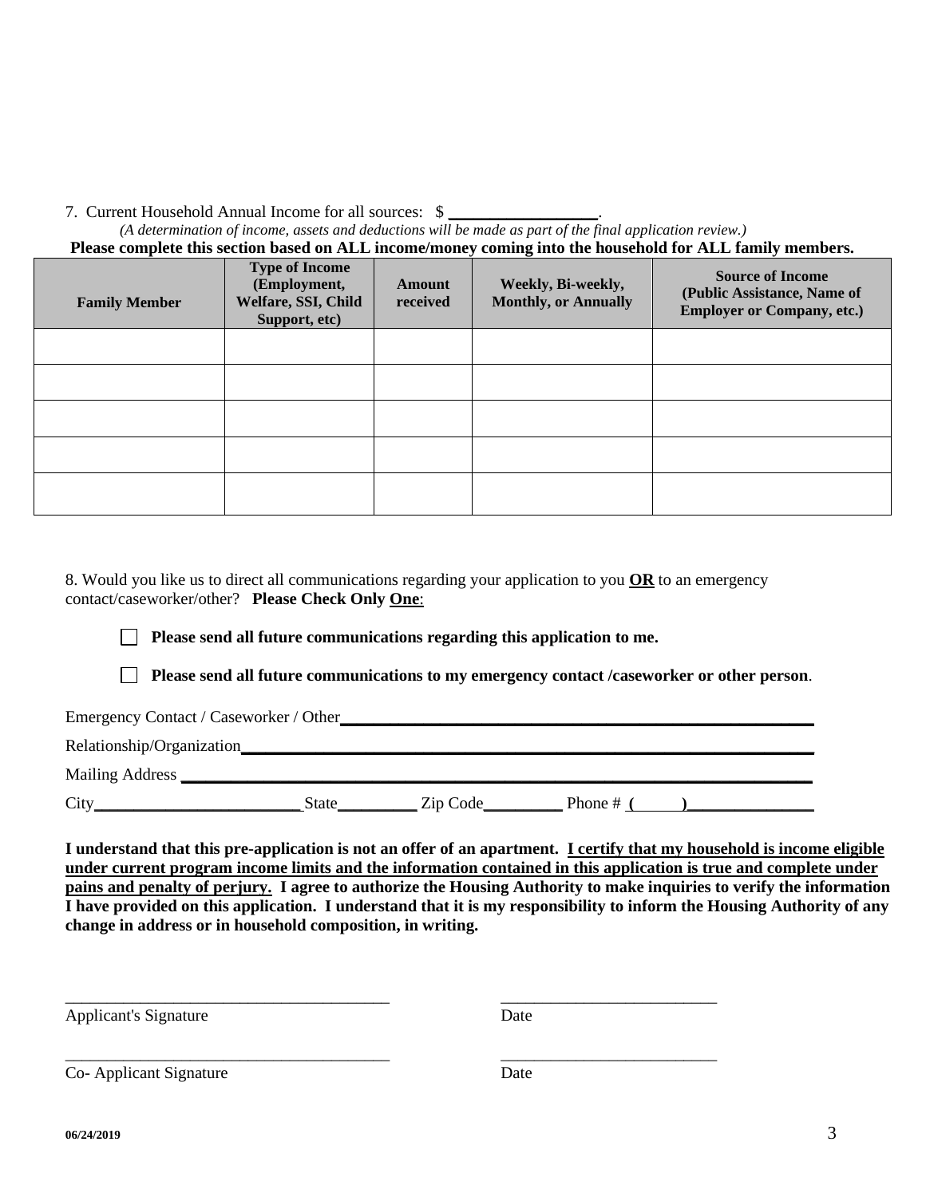7. Current Household Annual Income for all sources: $ ________________.

*(A determination of income, assets and deductions will be made as part of the final application review.)*

**Please complete this section based on ALL income/money coming into the household for ALL family members.**

| **Family Member** | **Type of Income (Employment, Welfare, SSI, Child Support, etc)** | **Amount received** | **Weekly, Bi-weekly, Monthly, or Annually** | **Source of Income (Public Assistance, Name of Employer or Company, etc.)** |
|---|---|---|---|---|
| | | | | |
| | | | | |
| | | | | |
| | | | | |
| | | | | |

8. Would you like us to direct all communications regarding your application to you **OR** to an emergency contact/caseworker/other? **Please Check Only One**:

☐ **Please send all future communications regarding this application to me.**

☐ **Please send all future communications to my emergency contact /caseworker or other person**.

Emergency Contact / Caseworker / Other________________________________________________

Relationship/Organization________________________________________________________

Mailing Address _______________________________________________________________

City________________________ State_________ Zip Code_________ Phone # (______)______________

**I understand that this pre-application is not an offer of an apartment. <u>I certify that my household is income eligible under current program income limits and the information contained in this application is true and complete under pains and penalty of perjury.</u> I agree to authorize the Housing Authority to make inquiries to verify the information I have provided on this application. I understand that it is my responsibility to inform the Housing Authority of any change in address or in household composition, in writing.**

______________________________________ ________________________

Applicant's Signature Date

______________________________________ ________________________

Co- Applicant Signature Date

**06/24/2019**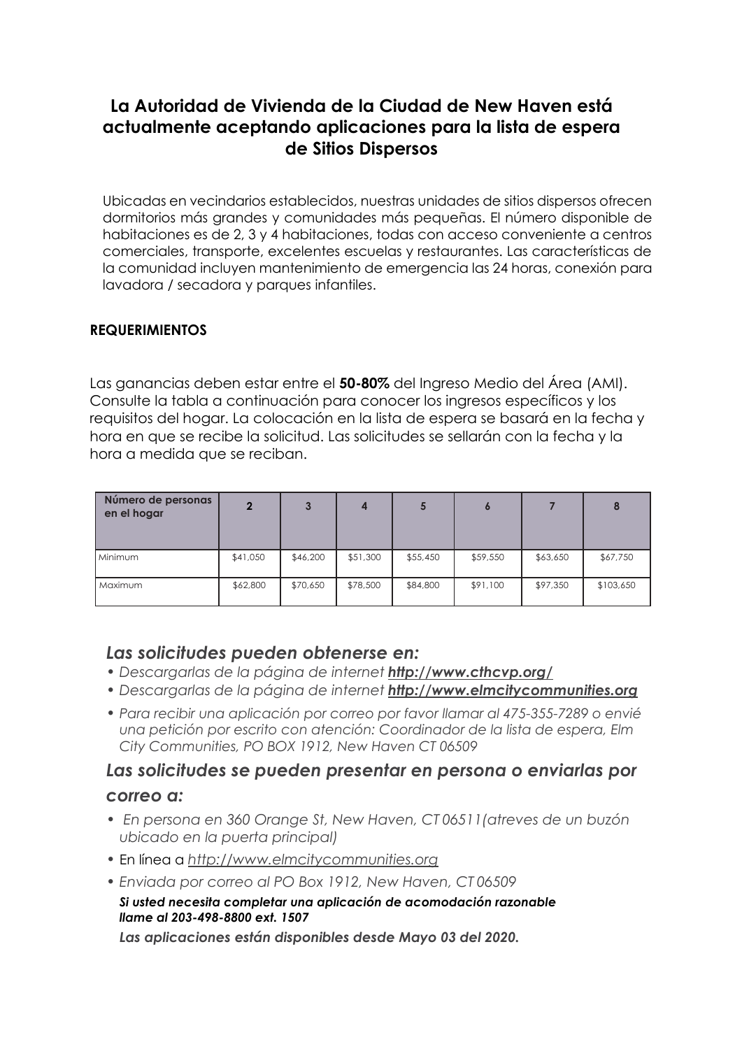# La Autoridad de Vivienda de la Ciudad de New Haven está actualmente aceptando aplicaciones para la lista de espera de Sitios Dispersos

Ubicadas en vecindarios establecidos, nuestras unidades de sitios dispersos ofrecen dormitorios más grandes y comunidades más pequeñas. El número disponible de habitaciones es de 2, 3 y 4 habitaciones, todas con acceso conveniente a centros comerciales, transporte, excelentes escuelas y restaurantes. Las características de la comunidad incluyen mantenimiento de emergencia las 24 horas, conexión para lavadora / secadora y parques infantiles.

**REQUERIMIENTOS**

Las ganancias deben estar entre el **50-80%** del Ingreso Medio del Área (AMI). Consulte la tabla a continuación para conocer los ingresos específicos y los requisitos del hogar. La colocación en la lista de espera se basará en la fecha y hora en que se recibe la solicitud. Las solicitudes se sellarán con la fecha y la hora a medida que se reciban.

| Número de personas en el hogar | 2 | 3 | 4 | 5 | 6 | 7 | 8 |
|---|---|---|---|---|---|---|---|
| Minimum | $41,050 | $46,200 | $51,300 | $55,450 | $59,550 | $63,650 | $67,750 |
| Maximum | $62,800 | $70,650 | $78,500 | $84,800 | $91,100 | $97,350 | $103,650 |

## *Las solicitudes pueden obtenerse en:*

- *Descargarlas de la página de internet **http://www.cthcvp.org/***
- *Descargarlas de la página de internet **http://www.elmcitycommunities.org***
- *Para recibir una aplicación por correo por favor llamar al 475-355-7289 o envié una petición por escrito con atención: Coordinador de la lista de espera, Elm City Communities, PO BOX 1912, New Haven CT 06509*

## *Las solicitudes se pueden presentar en persona o enviarlas por correo a:*

- *En persona en 360 Orange St, New Haven, CT 06511(atreves de un buzón ubicado en la puerta principal)*
- En línea a *http://www.elmcitycommunities.org*
- *Enviada por correo al PO Box 1912, New Haven, CT 06509*

***Si usted necesita completar una aplicación de acomodación razonable llame al 203-498-8800 ext. 1507***

***Las aplicaciones están disponibles desde Mayo 03 del 2020.***